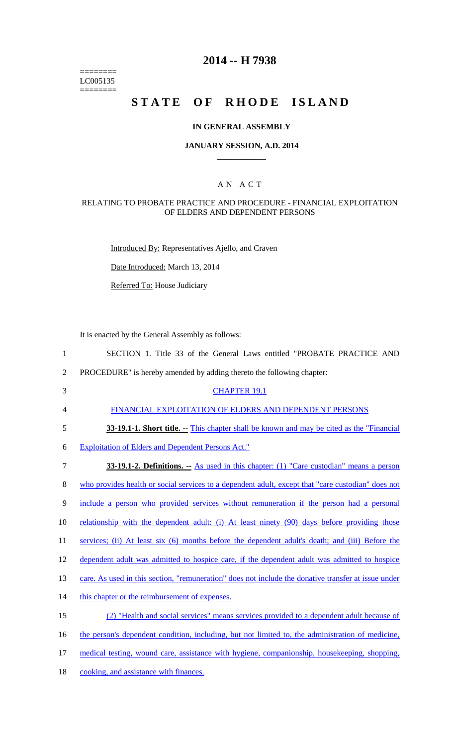========
LC005135
========

# 2014 -- H 7938

# STATE OF RHODE ISLAND

## IN GENERAL ASSEMBLY

### JANUARY SESSION, A.D. 2014

### A N A C T

RELATING TO PROBATE PRACTICE AND PROCEDURE - FINANCIAL EXPLOITATION OF ELDERS AND DEPENDENT PERSONS

Introduced By: Representatives Ajello, and Craven

Date Introduced: March 13, 2014

Referred To: House Judiciary

It is enacted by the General Assembly as follows:

1 SECTION 1. Title 33 of the General Laws entitled "PROBATE PRACTICE AND
2 PROCEDURE" is hereby amended by adding thereto the following chapter:

3 CHAPTER 19.1

4 FINANCIAL EXPLOITATION OF ELDERS AND DEPENDENT PERSONS

5 **33-19.1-1. Short title. --** This chapter shall be known and may be cited as the "Financial
6 Exploitation of Elders and Dependent Persons Act."

7 **33-19.1-2. Definitions. --** As used in this chapter: (1) "Care custodian" means a person
8 who provides health or social services to a dependent adult, except that "care custodian" does not
9 include a person who provided services without remuneration if the person had a personal
10 relationship with the dependent adult: (i) At least ninety (90) days before providing those
11 services; (ii) At least six (6) months before the dependent adult's death; and (iii) Before the
12 dependent adult was admitted to hospice care, if the dependent adult was admitted to hospice
13 care. As used in this section, "remuneration" does not include the donative transfer at issue under
14 this chapter or the reimbursement of expenses.

15 (2) "Health and social services" means services provided to a dependent adult because of
16 the person's dependent condition, including, but not limited to, the administration of medicine,
17 medical testing, wound care, assistance with hygiene, companionship, housekeeping, shopping,
18 cooking, and assistance with finances.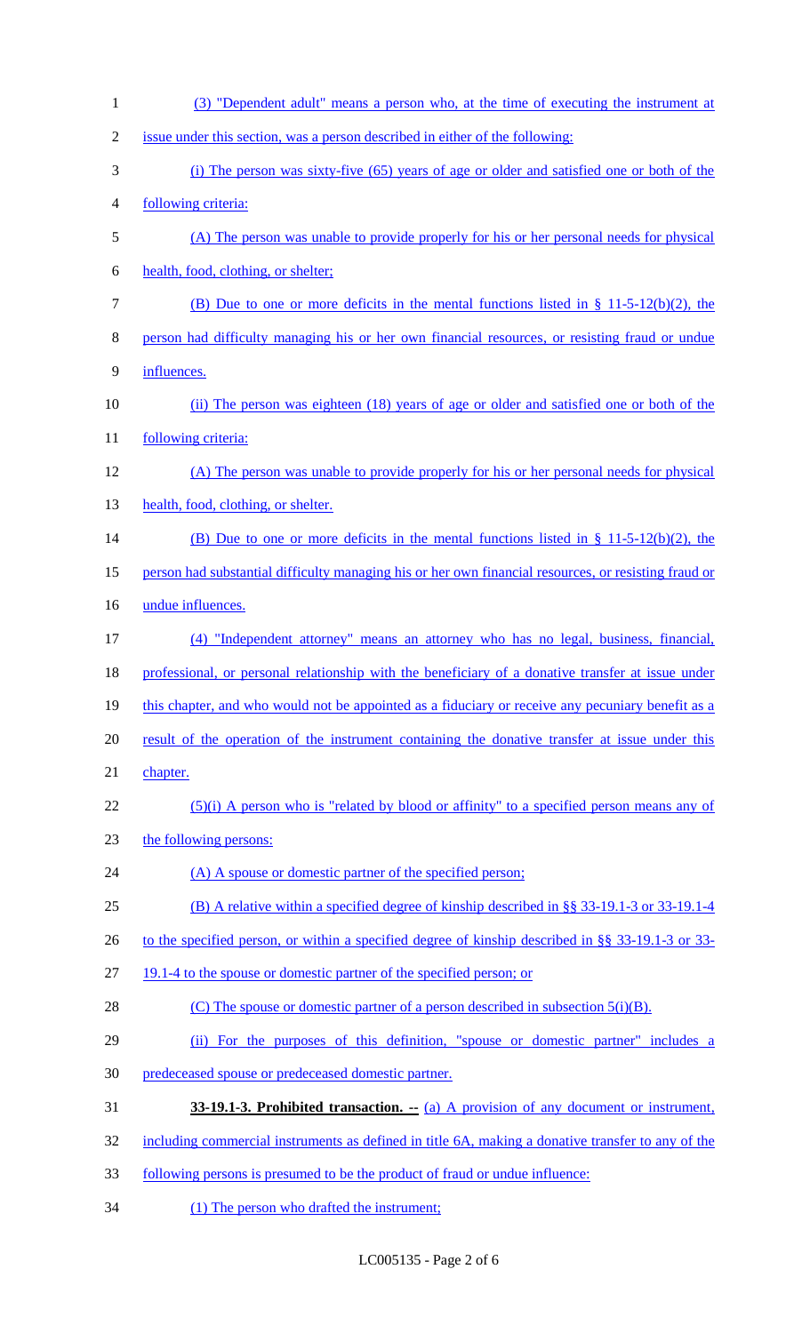(3) "Dependent adult" means a person who, at the time of executing the instrument at issue under this section, was a person described in either of the following:

(i) The person was sixty-five (65) years of age or older and satisfied one or both of the following criteria:

(A) The person was unable to provide properly for his or her personal needs for physical health, food, clothing, or shelter;

(B) Due to one or more deficits in the mental functions listed in § 11-5-12(b)(2), the person had difficulty managing his or her own financial resources, or resisting fraud or undue influences.

(ii) The person was eighteen (18) years of age or older and satisfied one or both of the following criteria:

(A) The person was unable to provide properly for his or her personal needs for physical health, food, clothing, or shelter.

(B) Due to one or more deficits in the mental functions listed in § 11-5-12(b)(2), the person had substantial difficulty managing his or her own financial resources, or resisting fraud or undue influences.

(4) "Independent attorney" means an attorney who has no legal, business, financial, professional, or personal relationship with the beneficiary of a donative transfer at issue under this chapter, and who would not be appointed as a fiduciary or receive any pecuniary benefit as a result of the operation of the instrument containing the donative transfer at issue under this chapter.

(5)(i) A person who is "related by blood or affinity" to a specified person means any of the following persons:

(A) A spouse or domestic partner of the specified person;

(B) A relative within a specified degree of kinship described in §§ 33-19.1-3 or 33-19.1-4 to the specified person, or within a specified degree of kinship described in §§ 33-19.1-3 or 33-19.1-4 to the spouse or domestic partner of the specified person; or

(C) The spouse or domestic partner of a person described in subsection 5(i)(B).

(ii) For the purposes of this definition, "spouse or domestic partner" includes a predeceased spouse or predeceased domestic partner.

**33-19.1-3. Prohibited transaction. --** (a) A provision of any document or instrument, including commercial instruments as defined in title 6A, making a donative transfer to any of the following persons is presumed to be the product of fraud or undue influence:

(1) The person who drafted the instrument;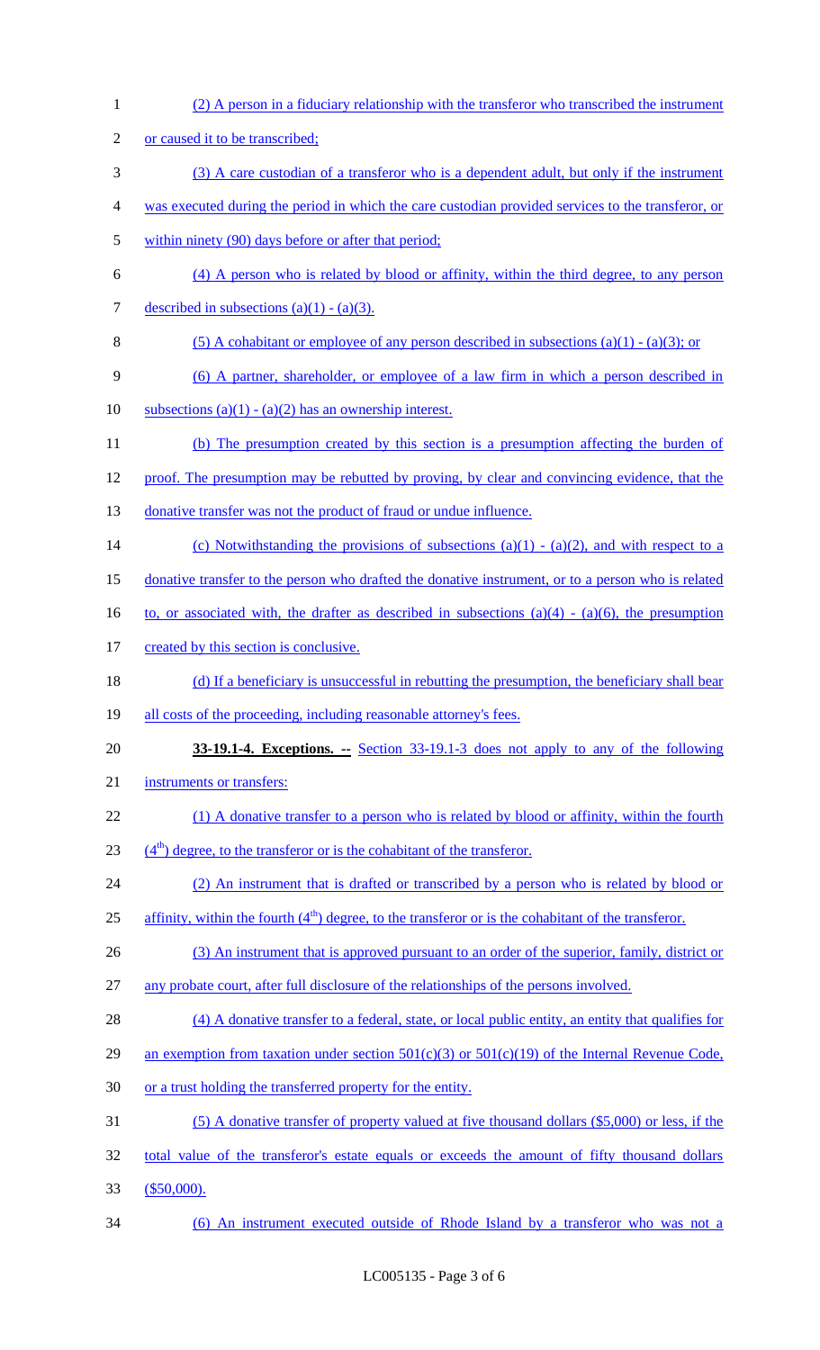(2) A person in a fiduciary relationship with the transferor who transcribed the instrument or caused it to be transcribed;

(3) A care custodian of a transferor who is a dependent adult, but only if the instrument was executed during the period in which the care custodian provided services to the transferor, or within ninety (90) days before or after that period;

(4) A person who is related by blood or affinity, within the third degree, to any person described in subsections (a)(1) - (a)(3).

(5) A cohabitant or employee of any person described in subsections (a)(1) - (a)(3); or

(6) A partner, shareholder, or employee of a law firm in which a person described in subsections (a)(1) - (a)(2) has an ownership interest.

(b) The presumption created by this section is a presumption affecting the burden of proof. The presumption may be rebutted by proving, by clear and convincing evidence, that the donative transfer was not the product of fraud or undue influence.

(c) Notwithstanding the provisions of subsections (a)(1) - (a)(2), and with respect to a donative transfer to the person who drafted the donative instrument, or to a person who is related to, or associated with, the drafter as described in subsections (a)(4) - (a)(6), the presumption created by this section is conclusive.

(d) If a beneficiary is unsuccessful in rebutting the presumption, the beneficiary shall bear all costs of the proceeding, including reasonable attorney's fees.

**33-19.1-4. Exceptions. --** Section 33-19.1-3 does not apply to any of the following instruments or transfers:

(1) A donative transfer to a person who is related by blood or affinity, within the fourth ($4^{th}$) degree, to the transferor or is the cohabitant of the transferor.

(2) An instrument that is drafted or transcribed by a person who is related by blood or affinity, within the fourth ($4^{th}$) degree, to the transferor or is the cohabitant of the transferor.

(3) An instrument that is approved pursuant to an order of the superior, family, district or any probate court, after full disclosure of the relationships of the persons involved.

(4) A donative transfer to a federal, state, or local public entity, an entity that qualifies for an exemption from taxation under section 501(c)(3) or 501(c)(19) of the Internal Revenue Code, or a trust holding the transferred property for the entity.

(5) A donative transfer of property valued at five thousand dollars ($5,000) or less, if the total value of the transferor's estate equals or exceeds the amount of fifty thousand dollars ($50,000).

(6) An instrument executed outside of Rhode Island by a transferor who was not a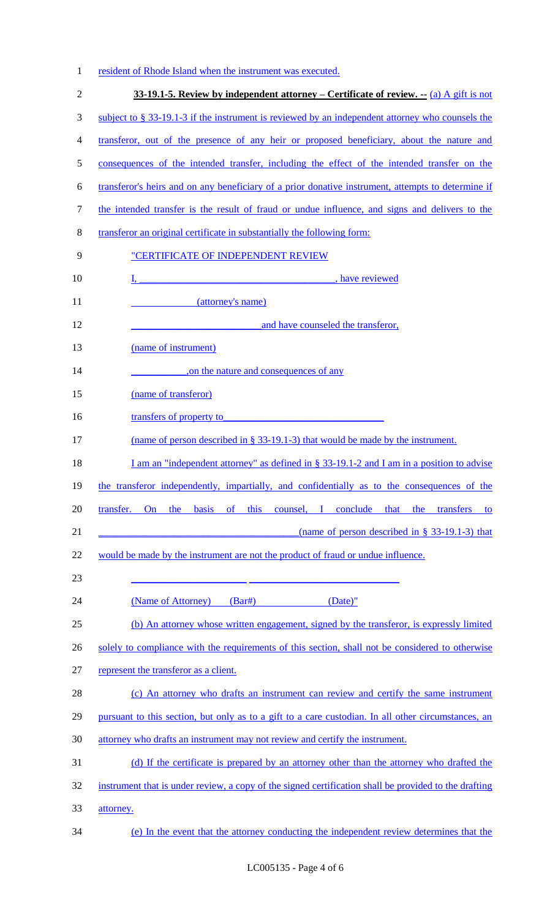resident of Rhode Island when the instrument was executed.

**33-19.1-5. Review by independent attorney – Certificate of review. --** (a) A gift is not subject to § 33-19.1-3 if the instrument is reviewed by an independent attorney who counsels the transferor, out of the presence of any heir or proposed beneficiary, about the nature and consequences of the intended transfer, including the effect of the intended transfer on the transferor's heirs and on any beneficiary of a prior donative instrument, attempts to determine if the intended transfer is the result of fraud or undue influence, and signs and delivers to the transferor an original certificate in substantially the following form:

"CERTIFICATE OF INDEPENDENT REVIEW

I, ______________________________________, have reviewed

(attorney's name)

__________________________ and have counseled the transferor,

(name of instrument)

___________, on the nature and consequences of any

(name of transferor)

transfers of property to________________________________

(name of person described in § 33-19.1-3) that would be made by the instrument.

I am an "independent attorney" as defined in § 33-19.1-2 and I am in a position to advise the transferor independently, impartially, and confidentially as to the consequences of the transfer. On the basis of this counsel, I conclude that the transfers to ______________________________________(name of person described in § 33-19.1-3) that would be made by the instrument are not the product of fraud or undue influence.

________________________ ______________________________

(Name of Attorney) (Bar#) (Date)"

(b) An attorney whose written engagement, signed by the transferor, is expressly limited solely to compliance with the requirements of this section, shall not be considered to otherwise represent the transferor as a client.

(c) An attorney who drafts an instrument can review and certify the same instrument pursuant to this section, but only as to a gift to a care custodian. In all other circumstances, an attorney who drafts an instrument may not review and certify the instrument.

(d) If the certificate is prepared by an attorney other than the attorney who drafted the instrument that is under review, a copy of the signed certification shall be provided to the drafting attorney.

(e) In the event that the attorney conducting the independent review determines that the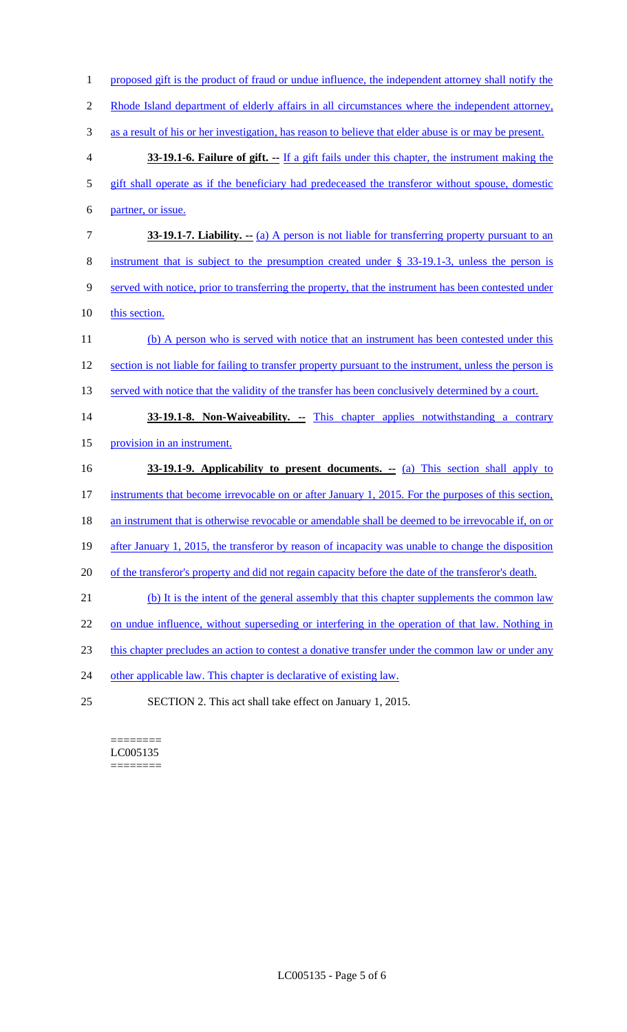proposed gift is the product of fraud or undue influence, the independent attorney shall notify the Rhode Island department of elderly affairs in all circumstances where the independent attorney, as a result of his or her investigation, has reason to believe that elder abuse is or may be present.

**33-19.1-6. Failure of gift. --** If a gift fails under this chapter, the instrument making the gift shall operate as if the beneficiary had predeceased the transferor without spouse, domestic partner, or issue.

**33-19.1-7. Liability. --** (a) A person is not liable for transferring property pursuant to an instrument that is subject to the presumption created under § 33-19.1-3, unless the person is served with notice, prior to transferring the property, that the instrument has been contested under this section.

(b) A person who is served with notice that an instrument has been contested under this section is not liable for failing to transfer property pursuant to the instrument, unless the person is served with notice that the validity of the transfer has been conclusively determined by a court.

**33-19.1-8. Non-Waiveability. --** This chapter applies notwithstanding a contrary provision in an instrument.

**33-19.1-9. Applicability to present documents. --** (a) This section shall apply to instruments that become irrevocable on or after January 1, 2015. For the purposes of this section, an instrument that is otherwise revocable or amendable shall be deemed to be irrevocable if, on or after January 1, 2015, the transferor by reason of incapacity was unable to change the disposition of the transferor's property and did not regain capacity before the date of the transferor's death.

(b) It is the intent of the general assembly that this chapter supplements the common law on undue influence, without superseding or interfering in the operation of that law. Nothing in this chapter precludes an action to contest a donative transfer under the common law or under any other applicable law. This chapter is declarative of existing law.

SECTION 2. This act shall take effect on January 1, 2015.

========
LC005135
========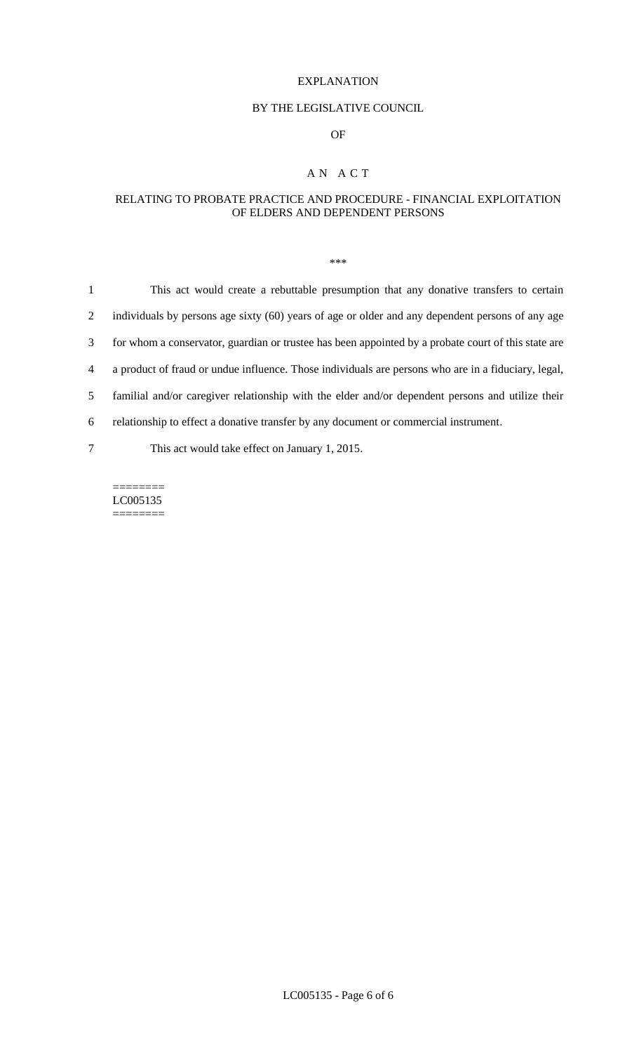EXPLANATION

BY THE LEGISLATIVE COUNCIL

OF

A N A C T

RELATING TO PROBATE PRACTICE AND PROCEDURE - FINANCIAL EXPLOITATION OF ELDERS AND DEPENDENT PERSONS

***

This act would create a rebuttable presumption that any donative transfers to certain individuals by persons age sixty (60) years of age or older and any dependent persons of any age for whom a conservator, guardian or trustee has been appointed by a probate court of this state are a product of fraud or undue influence. Those individuals are persons who are in a fiduciary, legal, familial and/or caregiver relationship with the elder and/or dependent persons and utilize their relationship to effect a donative transfer by any document or commercial instrument.

This act would take effect on January 1, 2015.

========
LC005135
========